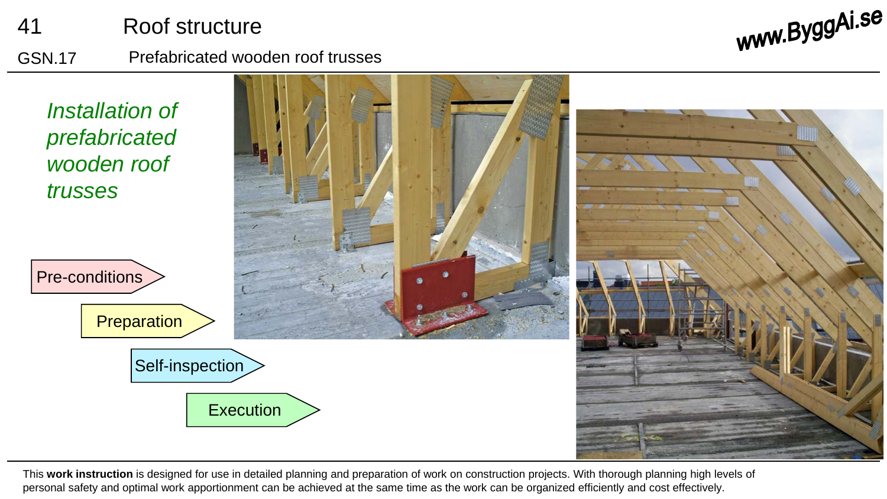# 41 Roof structure

## GSN.17 Prefabricated wooden roof trusses

www.ByggAi.se

*Installation of prefabricated wooden roof trusses*

Pre-conditions

Preparation

Self-inspection

Execution

This **work instruction** is designed for use in detailed planning and preparation of work on construction projects. With thorough planning high levels of personal safety and optimal work apportionment can be achieved at the same time as the work can be organized efficiently and cost effectively.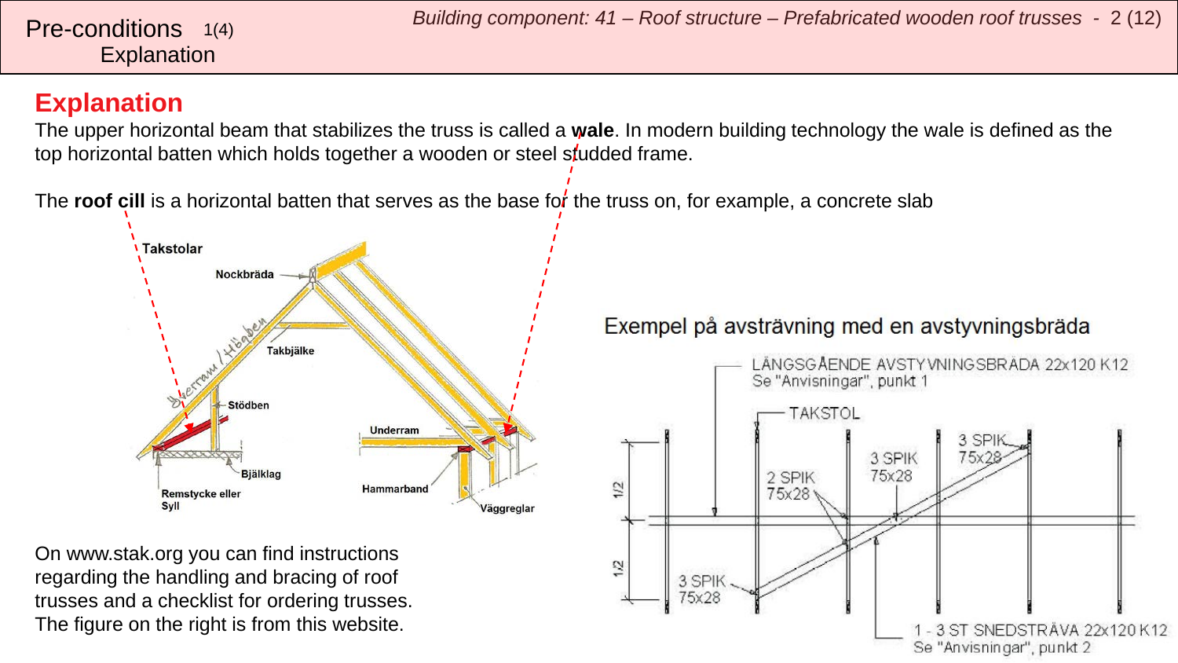Pre-conditions 1(4)
Explanation

## Explanation

The upper horizontal beam that stabilizes the truss is called a **wale**. In modern building technology the wale is defined as the top horizontal batten which holds together a wooden or steel studded frame.

The **roof cill** is a horizontal batten that serves as the base for the truss on, for example, a concrete slab

Takstolar
Nockbräda
Överram / Högben
Takbjälke
Stödben
Bjälklag
Remstycke eller Syll
Underram
Hammarband
Väggreglar

Exempel på avsträvning med en avstyvningsbräda

LÅNGSGÅENDE AVSTYVNINGSBRÄDA 22x120 K12
Se "Anvisningar", punkt 1
TAKSTOL
2 SPIK 75x28
3 SPIK 75x28
3 SPIK 75x28
3 SPIK 75x28
1/2
1/2
1 - 3 ST SNEDSTRÄVA 22x120 K12
Se "Anvisningar", punkt 2

On www.stak.org you can find instructions regarding the handling and bracing of roof trusses and a checklist for ordering trusses. The figure on the right is from this website.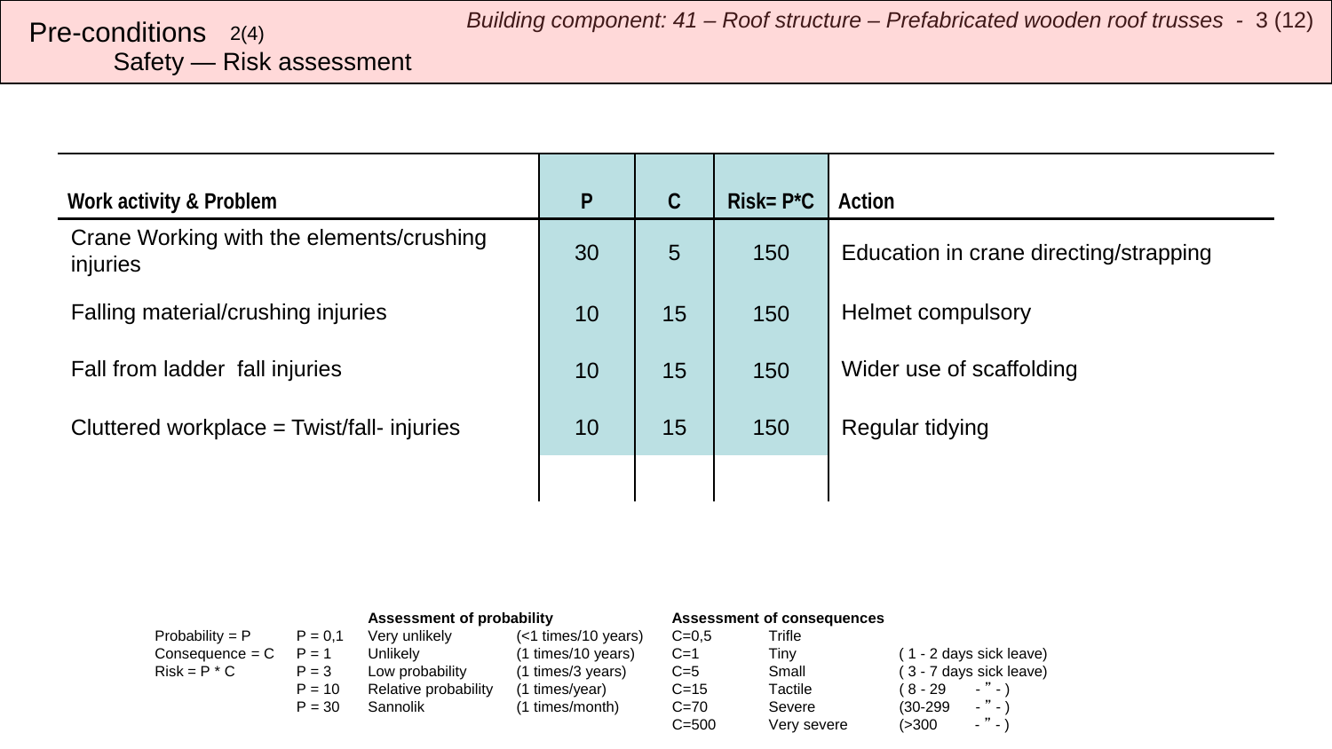# Pre-conditions 2(4)

## Safety — Risk assessment

| Work activity & Problem | P | C | Risk= P*C | Action |
|---|---|---|---|---|
| Crane Working with the elements/crushing injuries | 30 | 5 | 150 | Education in crane directing/strapping |
| Falling material/crushing injuries | 10 | 15 | 150 | Helmet compulsory |
| Fall from ladder fall injuries | 10 | 15 | 150 | Wider use of scaffolding |
| Cluttered workplace = Twist/fall- injuries | 10 | 15 | 150 | Regular tidying |
| | | | | |

Probability = P
Consequence = C
Risk = P * C

| | Assessment of probability | | | Assessment of consequences | |
|---|---|---|---|---|---|
| P = 0,1 | Very unlikely | (<1 times/10 years) | C=0,5 | Trifle | |
| P = 1 | Unlikely | (1 times/10 years) | C=1 | Tiny | ( 1 - 2 days sick leave) |
| P = 3 | Low probability | (1 times/3 years) | C=5 | Small | ( 3 - 7 days sick leave) |
| P = 10 | Relative probability | (1 times/year) | C=15 | Tactile | ( 8 - 29 - " - ) |
| P = 30 | Sannolik | (1 times/month) | C=70 | Severe | (30-299 - " - ) |
| | | | C=500 | Very severe | (>300 - " - ) |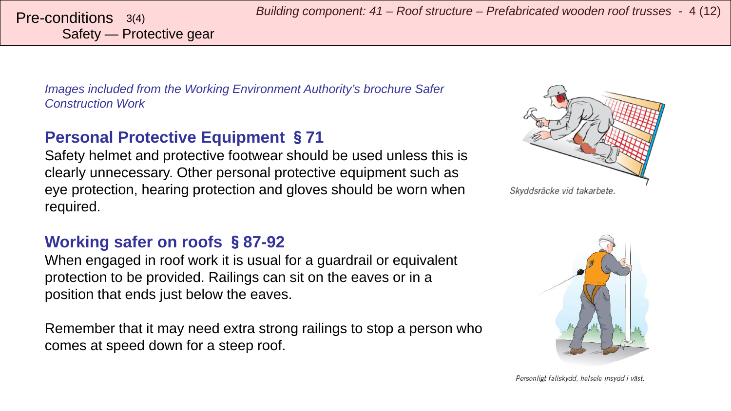Pre-conditions 3(4)
Safety — Protective gear

*Images included from the Working Environment Authority's brochure Safer Construction Work*

## Personal Protective Equipment § 71

Safety helmet and protective footwear should be used unless this is clearly unnecessary. Other personal protective equipment such as eye protection, hearing protection and gloves should be worn when required.

Skyddsräcke vid takarbete.

## Working safer on roofs § 87-92

When engaged in roof work it is usual for a guardrail or equivalent protection to be provided. Railings can sit on the eaves or in a position that ends just below the eaves.

Remember that it may need extra strong railings to stop a person who comes at speed down for a steep roof.

Personligt fallskydd, helsele insydd i väst.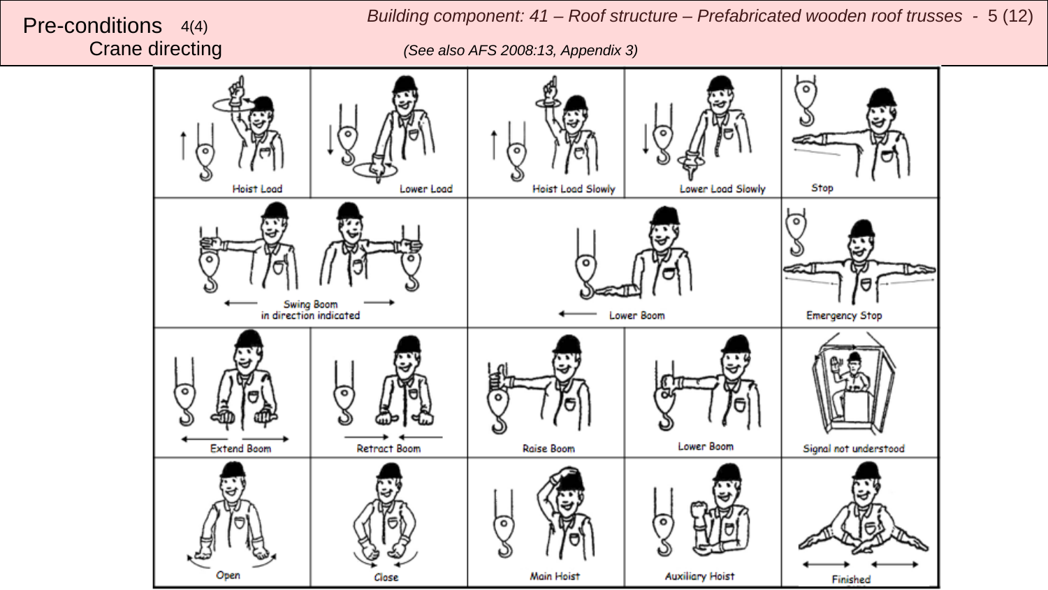# Pre-conditions 4(4)
## Crane directing

*Building component: 41 – Roof structure – Prefabricated wooden roof trusses*

*(See also AFS 2008:13, Appendix 3)*

| | | | | |
|---|---|---|---|---|
| Hoist Load | Lower Load | Hoist Load Slowly | Lower Load Slowly | Stop |
| Swing Boom in direction indicated | | Lower Boom | | Emergency Stop |
| Extend Boom | Retract Boom | Raise Boom | Lower Boom | Signal not understood |
| Open | Close | Main Hoist | Auxiliary Hoist | Finished |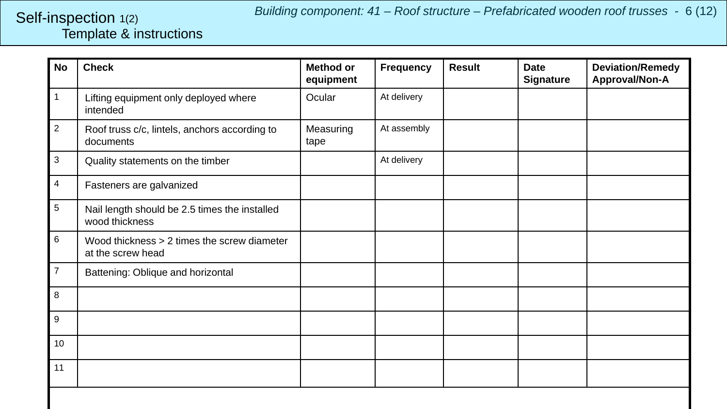# Self-inspection 1(2)

## Template & instructions

*Building component: 41 – Roof structure – Prefabricated wooden roof trusses*

| No | Check | Method or equipment | Frequency | Result | Date Signature | Deviation/Remedy Approval/Non-A |
|---|---|---|---|---|---|---|
| 1 | Lifting equipment only deployed where intended | Ocular | At delivery | | | |
| 2 | Roof truss c/c, lintels, anchors according to documents | Measuring tape | At assembly | | | |
| 3 | Quality statements on the timber | | At delivery | | | |
| 4 | Fasteners are galvanized | | | | | |
| 5 | Nail length should be 2.5 times the installed wood thickness | | | | | |
| 6 | Wood thickness > 2 times the screw diameter at the screw head | | | | | |
| 7 | Battening: Oblique and horizontal | | | | | |
| 8 | | | | | | |
| 9 | | | | | | |
| 10 | | | | | | |
| 11 | | | | | | |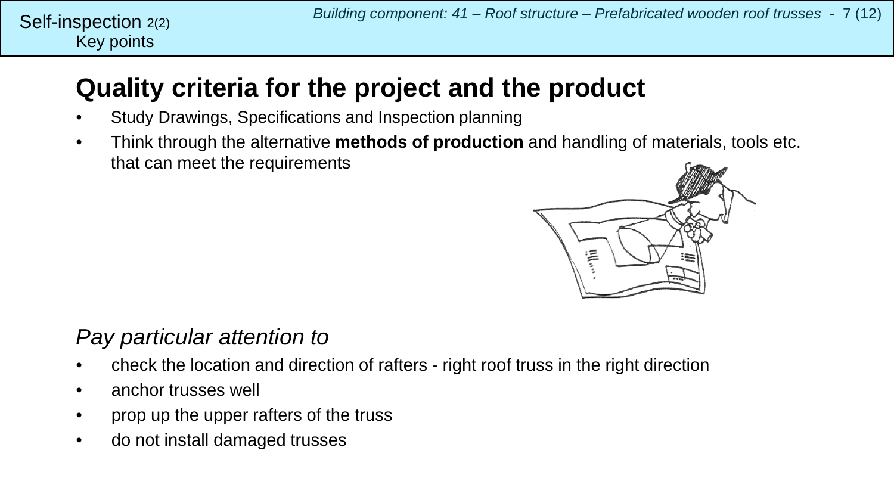Self-inspection 2(2)
Key points

## Quality criteria for the project and the product

- Study Drawings, Specifications and Inspection planning
- Think through the alternative **methods of production** and handling of materials, tools etc. that can meet the requirements

*Pay particular attention to*

- check the location and direction of rafters - right roof truss in the right direction
- anchor trusses well
- prop up the upper rafters of the truss
- do not install damaged trusses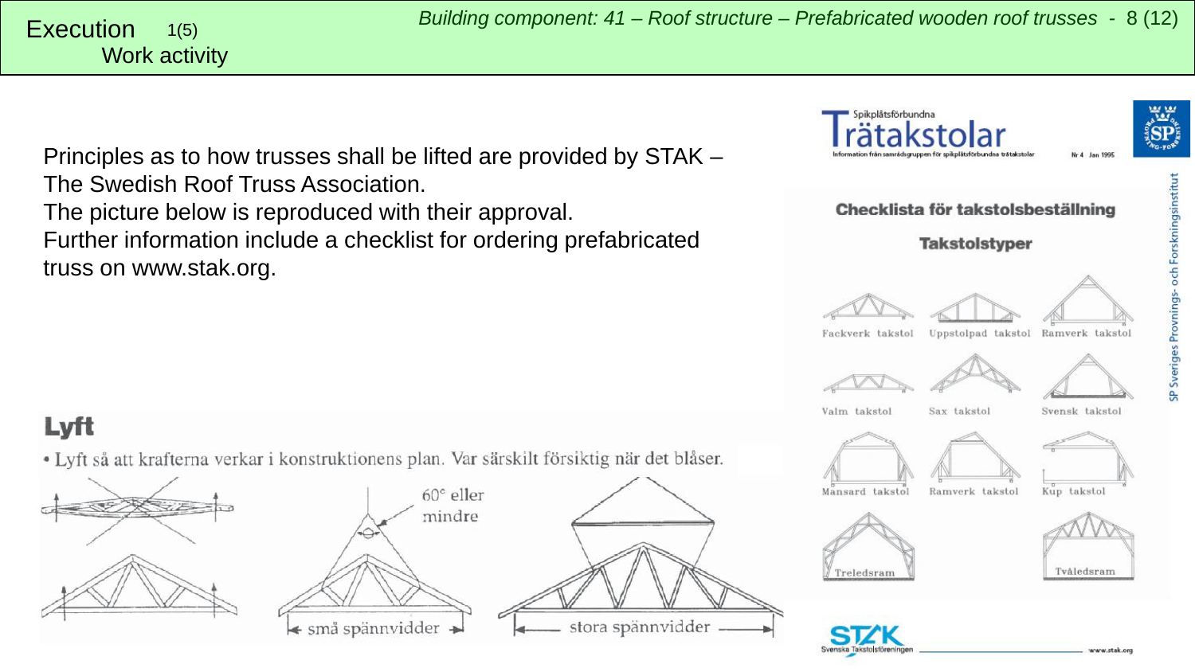Execution 1(5)
Work activity

Principles as to how trusses shall be lifted are provided by STAK – The Swedish Roof Truss Association.
The picture below is reproduced with their approval.
Further information include a checklist for ordering prefabricated truss on www.stak.org.

## Lyft

- Lyft så att krafterna verkar i konstruktionens plan. Var särskilt försiktig när det blåser.

60° eller mindre

små spännvidder

stora spännvidder

Spikplåtsförbundna

## Trätakstolar

Information från samrådsgruppen för spikplåtsförbundna trätakstolar

Nr 4 Jan 1995

### Checklista för takstolsbeställning

#### Takstolstyper

Fackverk takstol
Uppstolpad takstol
Ramverk takstol
Valm takstol
Sax takstol
Svensk takstol
Mansard takstol
Ramverk takstol
Kup takstol
Treledsram
Tvåledsram

STAK Svenska Takstolsföreningen

www.stak.org

SP Sveriges Provnings- och Forskningsinstitut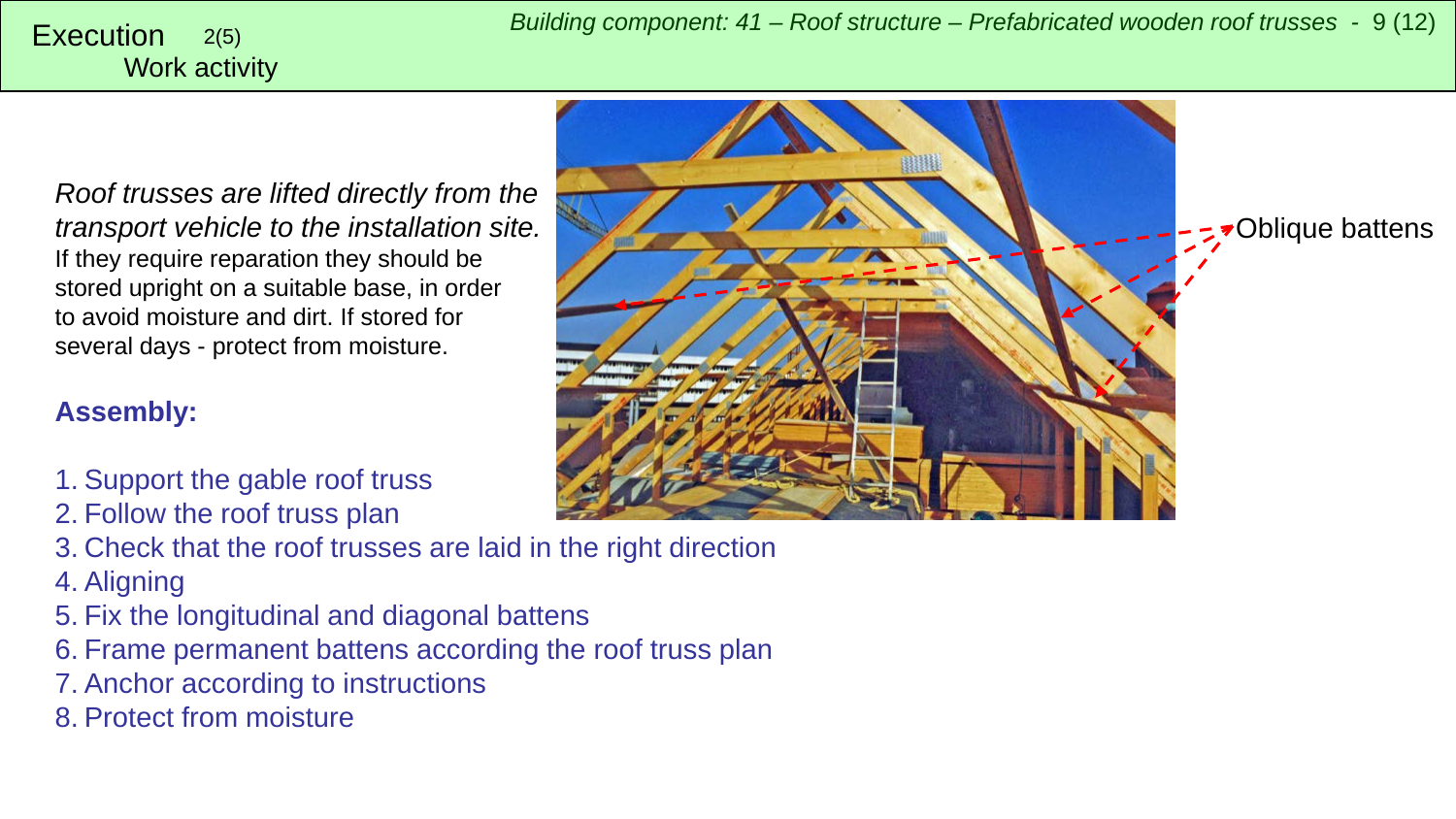# Execution 2(5)

## Work activity

*Roof trusses are lifted directly from the transport vehicle to the installation site.*
If they require reparation they should be stored upright on a suitable base, in order to avoid moisture and dirt. If stored for several days - protect from moisture.

Oblique battens

**Assembly:**

1. Support the gable roof truss
2. Follow the roof truss plan
3. Check that the roof trusses are laid in the right direction
4. Aligning
5. Fix the longitudinal and diagonal battens
6. Frame permanent battens according the roof truss plan
7. Anchor according to instructions
8. Protect from moisture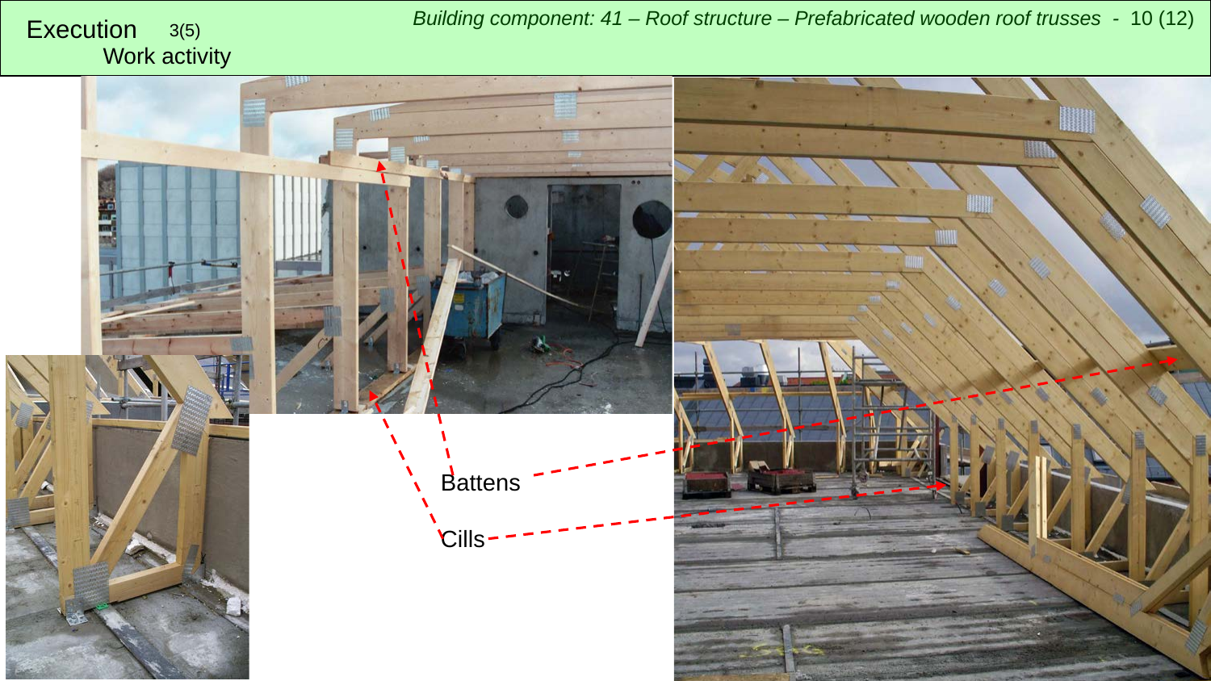# Execution 3(5)

## Work activity

*Building component: 41 – Roof structure – Prefabricated wooden roof trusses*

Battens

Cills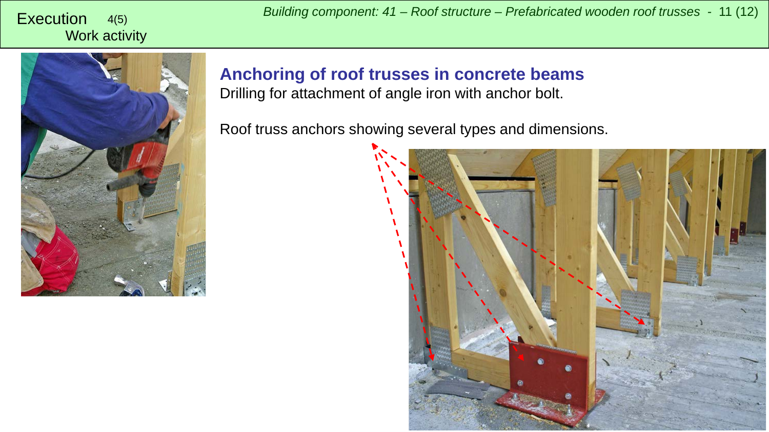Execution 4(5)
Work activity

## Anchoring of roof trusses in concrete beams

Drilling for attachment of angle iron with anchor bolt.

Roof truss anchors showing several types and dimensions.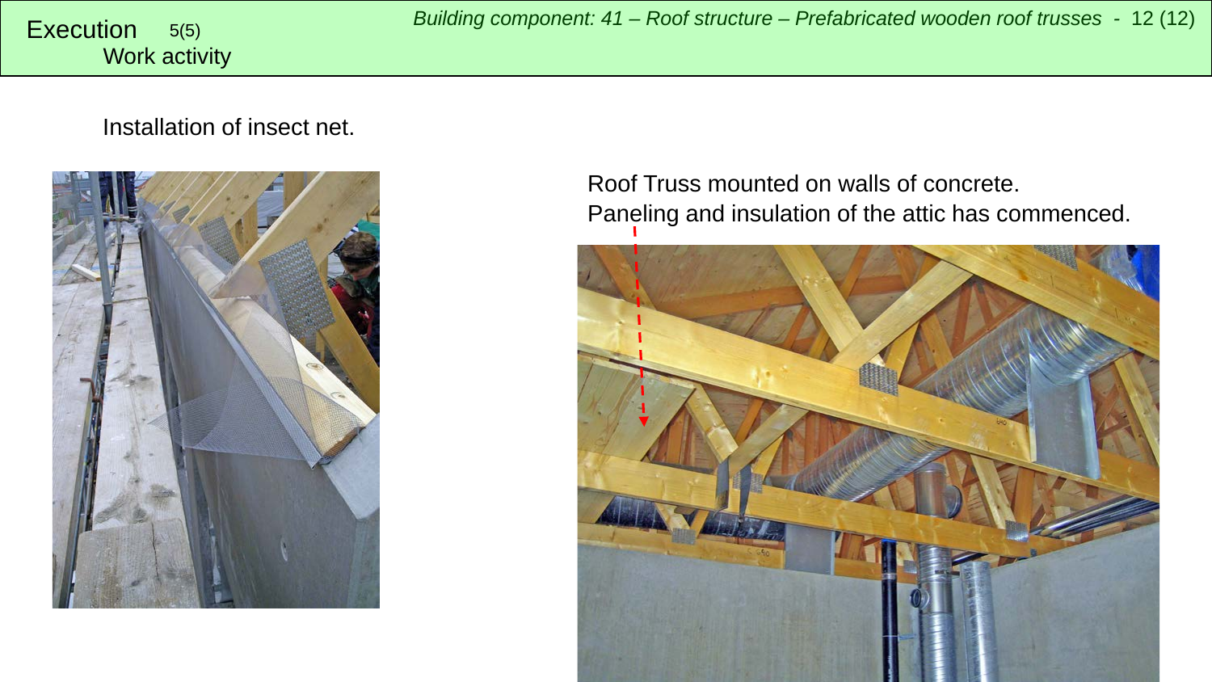# Execution 5(5)

## Work activity

Installation of insect net.

Roof Truss mounted on walls of concrete.

Paneling and insulation of the attic has commenced.